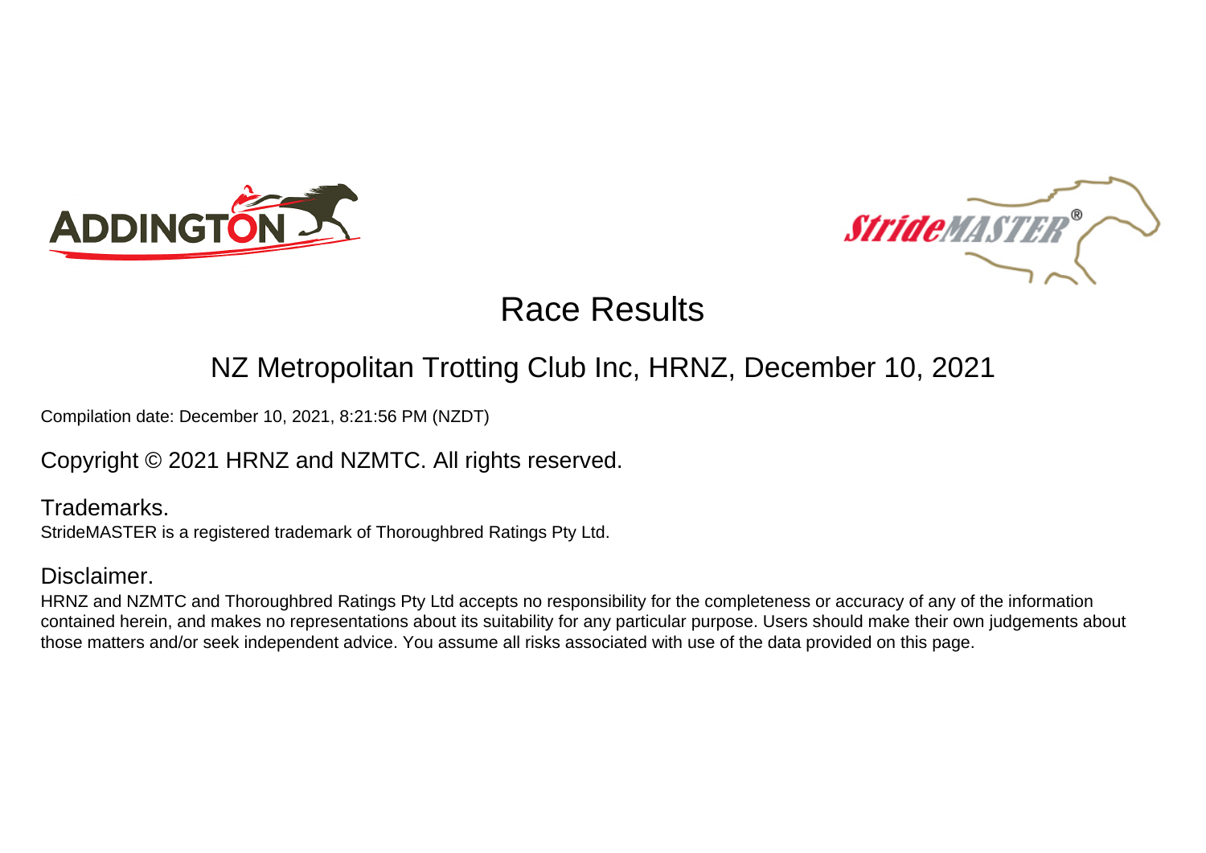# Race Results

## NZ Metropolitan Trotting Club Inc, HRNZ, December 10, 2021

Compilation date: December 10, 2021, 8:21:56 PM (NZDT)

Copyright © 2021 HRNZ and NZMTC. All rights reserved.

### Trademarks.

StrideMASTER is a registered trademark of Thoroughbred Ratings Pty Ltd.

### Disclaimer.

HRNZ and NZMTC and Thoroughbred Ratings Pty Ltd accepts no responsibility for the completeness or accuracy of any of the information contained herein, and makes no representations about its suitability for any particular purpose. Users should make their own judgements about those matters and/or seek independent advice. You assume all risks associated with use of the data provided on this page.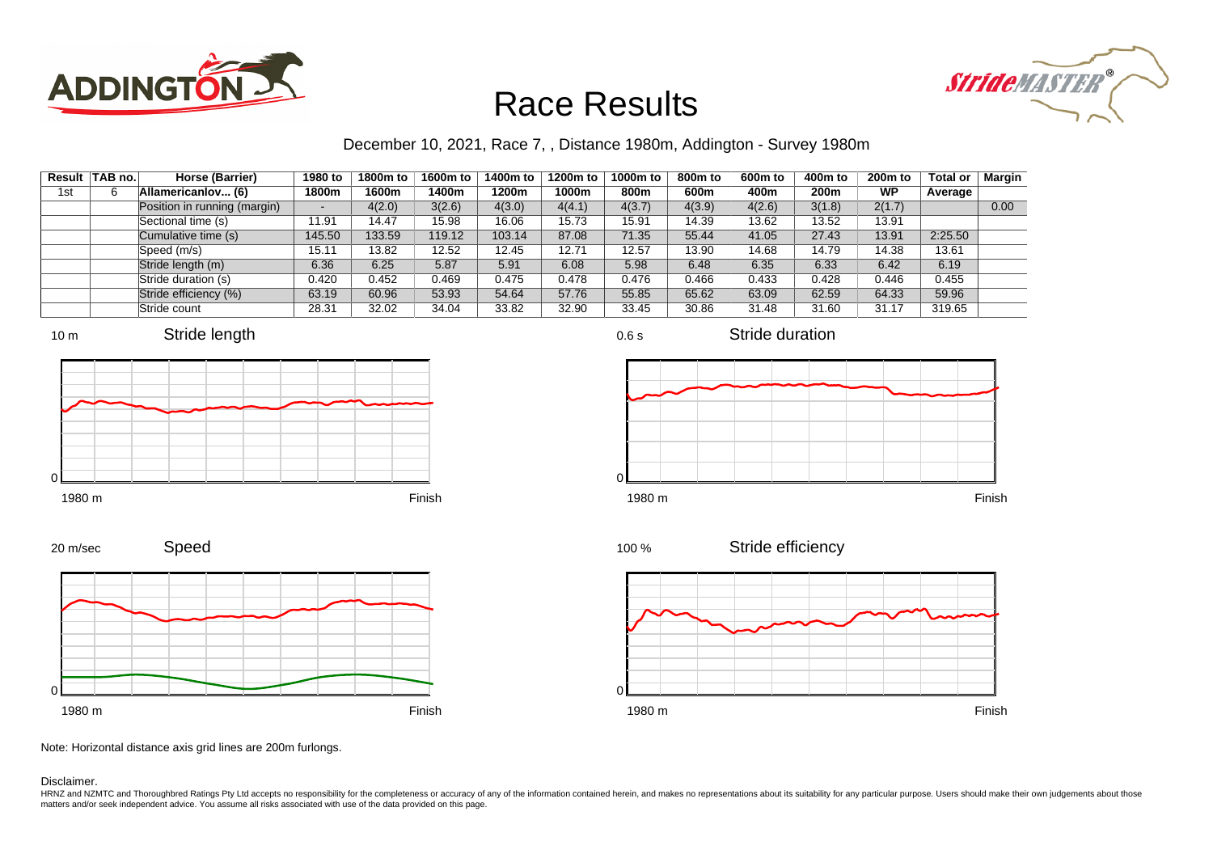# Race Results

December 10, 2021, Race 7, , Distance 1980m, Addington - Survey 1980m

| Result | TAB no. | Horse (Barrier) | 1980 to 1800m | 1800m to 1600m | 1600m to 1400m | 1400m to 1200m | 1200m to 1000m | 1000m to 800m | 800m to 600m | 600m to 400m | 400m to 200m | 200m to WP | Total or Average | Margin |
|---|---|---|---|---|---|---|---|---|---|---|---|---|---|---|
| 1st | 6 | Allamericanlov... (6) | | | | | | | | | | | | |
| | | Position in running (margin) | - | 4(2.0) | 3(2.6) | 4(3.0) | 4(4.1) | 4(3.7) | 4(3.9) | 4(2.6) | 3(1.8) | 2(1.7) | | 0.00 |
| | | Sectional time (s) | 11.91 | 14.47 | 15.98 | 16.06 | 15.73 | 15.91 | 14.39 | 13.62 | 13.52 | 13.91 | | |
| | | Cumulative time (s) | 145.50 | 133.59 | 119.12 | 103.14 | 87.08 | 71.35 | 55.44 | 41.05 | 27.43 | 13.91 | 2:25.50 | |
| | | Speed (m/s) | 15.11 | 13.82 | 12.52 | 12.45 | 12.71 | 12.57 | 13.90 | 14.68 | 14.79 | 14.38 | 13.61 | |
| | | Stride length (m) | 6.36 | 6.25 | 5.87 | 5.91 | 6.08 | 5.98 | 6.48 | 6.35 | 6.33 | 6.42 | 6.19 | |
| | | Stride duration (s) | 0.420 | 0.452 | 0.469 | 0.475 | 0.478 | 0.476 | 0.466 | 0.433 | 0.428 | 0.446 | 0.455 | |
| | | Stride efficiency (%) | 63.19 | 60.96 | 53.93 | 54.64 | 57.76 | 55.85 | 65.62 | 63.09 | 62.59 | 64.33 | 59.96 | |
| | | Stride count | 28.31 | 32.02 | 34.04 | 33.82 | 32.90 | 33.45 | 30.86 | 31.48 | 31.60 | 31.17 | 319.65 | |

Note: Horizontal distance axis grid lines are 200m furlongs.

Disclaimer.

HRNZ and NZMTC and Thoroughbred Ratings Pty Ltd accepts no responsibility for the completeness or accuracy of any of the information contained herein, and makes no representations about its suitability for any particular purpose. Users should make their own judgements about those matters and/or seek independent advice. You assume all risks associated with use of the data provided on this page.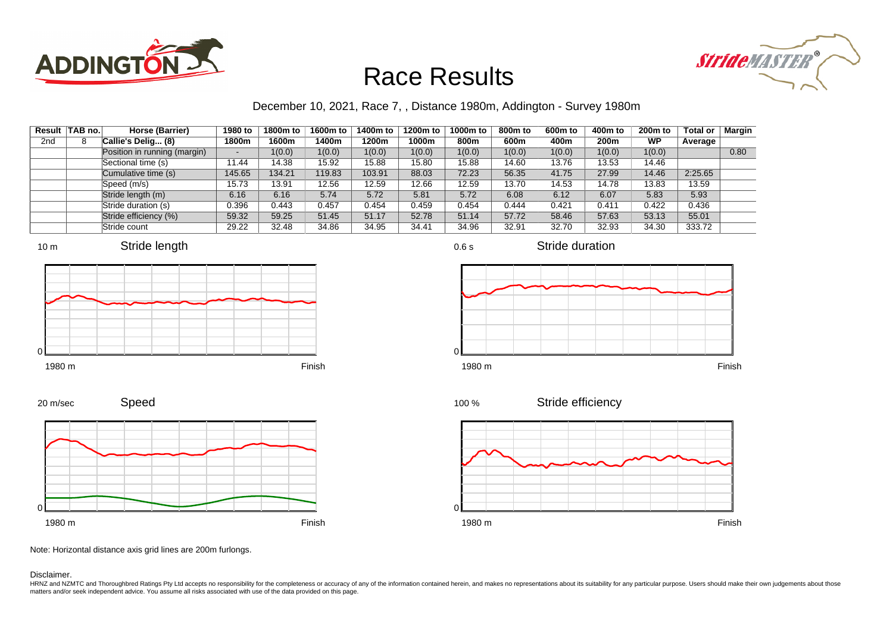# Race Results

December 10, 2021, Race 7, , Distance 1980m, Addington - Survey 1980m

| Result | TAB no. | Horse (Barrier) | 1980 to 1800m | 1800m to 1600m | 1600m to 1400m | 1400m to 1200m | 1200m to 1000m | 1000m to 800m | 800m to 600m | 600m to 400m | 400m to 200m | 200m to WP | Total or Average | Margin |
|---|---|---|---|---|---|---|---|---|---|---|---|---|---|---|
| 2nd | 8 | Callie's Delig... (8) | | | | | | | | | | | | |
| | | Position in running (margin) | - | 1(0.0) | 1(0.0) | 1(0.0) | 1(0.0) | 1(0.0) | 1(0.0) | 1(0.0) | 1(0.0) | 1(0.0) | | 0.80 |
| | | Sectional time (s) | 11.44 | 14.38 | 15.92 | 15.88 | 15.80 | 15.88 | 14.60 | 13.76 | 13.53 | 14.46 | | |
| | | Cumulative time (s) | 145.65 | 134.21 | 119.83 | 103.91 | 88.03 | 72.23 | 56.35 | 41.75 | 27.99 | 14.46 | 2:25.65 | |
| | | Speed (m/s) | 15.73 | 13.91 | 12.56 | 12.59 | 12.66 | 12.59 | 13.70 | 14.53 | 14.78 | 13.83 | 13.59 | |
| | | Stride length (m) | 6.16 | 6.16 | 5.74 | 5.72 | 5.81 | 5.72 | 6.08 | 6.12 | 6.07 | 5.83 | 5.93 | |
| | | Stride duration (s) | 0.396 | 0.443 | 0.457 | 0.454 | 0.459 | 0.454 | 0.444 | 0.421 | 0.411 | 0.422 | 0.436 | |
| | | Stride efficiency (%) | 59.32 | 59.25 | 51.45 | 51.17 | 52.78 | 51.14 | 57.72 | 58.46 | 57.63 | 53.13 | 55.01 | |
| | | Stride count | 29.22 | 32.48 | 34.86 | 34.95 | 34.41 | 34.96 | 32.91 | 32.70 | 32.93 | 34.30 | 333.72 | |

Note: Horizontal distance axis grid lines are 200m furlongs.

Disclaimer.

HRNZ and NZMTC and Thoroughbred Ratings Pty Ltd accepts no responsibility for the completeness or accuracy of any of the information contained herein, and makes no representations about its suitability for any particular purpose. Users should make their own judgements about those matters and/or seek independent advice. You assume all risks associated with use of the data provided on this page.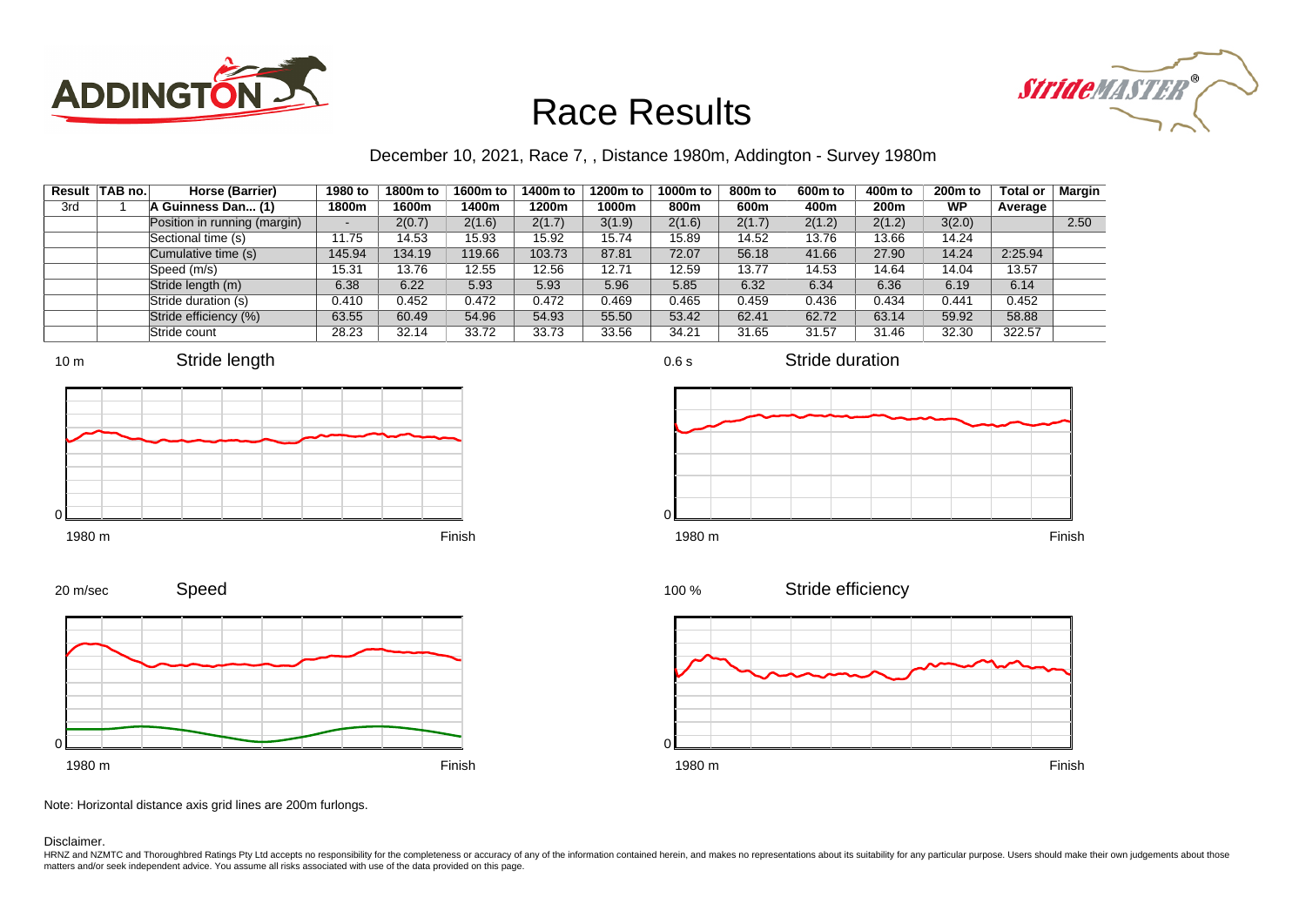# Race Results

December 10, 2021, Race 7, , Distance 1980m, Addington - Survey 1980m

| Result | TAB no. | Horse (Barrier) | 1980 to 1800m | 1800m to 1600m | 1600m to 1400m | 1400m to 1200m | 1200m to 1000m | 1000m to 800m | 800m to 600m | 600m to 400m | 400m to 200m | 200m to WP | Total or Average | Margin |
|---|---|---|---|---|---|---|---|---|---|---|---|---|---|---|
| 3rd | 1 | A Guinness Dan... (1) | | | | | | | | | | | | |
| | | Position in running (margin) | - | 2(0.7) | 2(1.6) | 2(1.7) | 3(1.9) | 2(1.6) | 2(1.7) | 2(1.2) | 2(1.2) | 3(2.0) | | 2.50 |
| | | Sectional time (s) | 11.75 | 14.53 | 15.93 | 15.92 | 15.74 | 15.89 | 14.52 | 13.76 | 13.66 | 14.24 | | |
| | | Cumulative time (s) | 145.94 | 134.19 | 119.66 | 103.73 | 87.81 | 72.07 | 56.18 | 41.66 | 27.90 | 14.24 | 2:25.94 | |
| | | Speed (m/s) | 15.31 | 13.76 | 12.55 | 12.56 | 12.71 | 12.59 | 13.77 | 14.53 | 14.64 | 14.04 | 13.57 | |
| | | Stride length (m) | 6.38 | 6.22 | 5.93 | 5.93 | 5.96 | 5.85 | 6.32 | 6.34 | 6.36 | 6.19 | 6.14 | |
| | | Stride duration (s) | 0.410 | 0.452 | 0.472 | 0.472 | 0.469 | 0.465 | 0.459 | 0.436 | 0.434 | 0.441 | 0.452 | |
| | | Stride efficiency (%) | 63.55 | 60.49 | 54.96 | 54.93 | 55.50 | 53.42 | 62.41 | 62.72 | 63.14 | 59.92 | 58.88 | |
| | | Stride count | 28.23 | 32.14 | 33.72 | 33.73 | 33.56 | 34.21 | 31.65 | 31.57 | 31.46 | 32.30 | 322.57 | |

Note: Horizontal distance axis grid lines are 200m furlongs.

Disclaimer.

HRNZ and NZMTC and Thoroughbred Ratings Pty Ltd accepts no responsibility for the completeness or accuracy of any of the information contained herein, and makes no representations about its suitability for any particular purpose. Users should make their own judgements about those matters and/or seek independent advice. You assume all risks associated with use of the data provided on this page.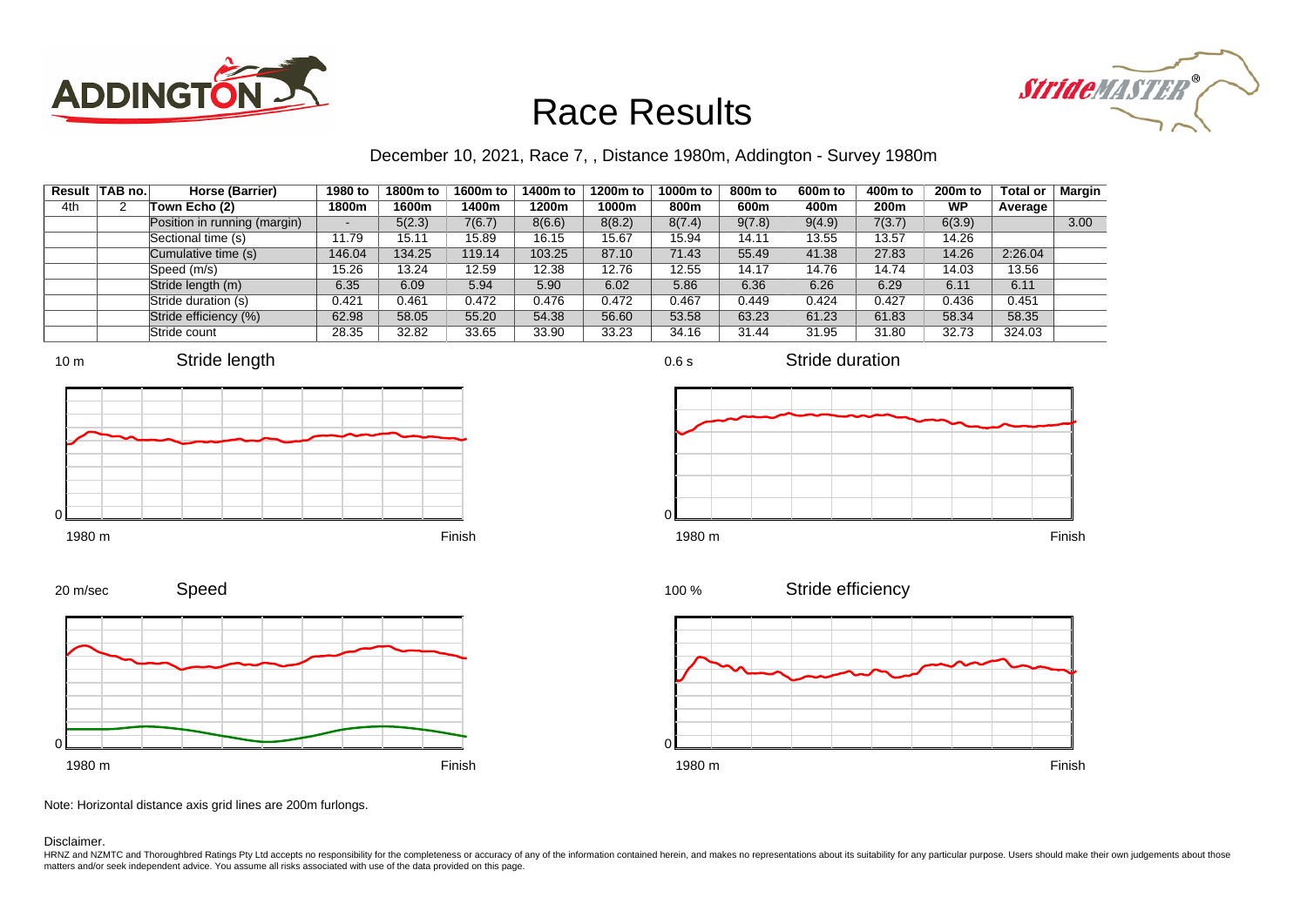# Race Results

December 10, 2021, Race 7, , Distance 1980m, Addington - Survey 1980m

| Result | TAB no. | Horse (Barrier) | 1980 to 1800m | 1800m to 1600m | 1600m to 1400m | 1400m to 1200m | 1200m to 1000m | 1000m to 800m | 800m to 600m | 600m to 400m | 400m to 200m | 200m to WP | Total or Average | Margin |
|---|---|---|---|---|---|---|---|---|---|---|---|---|---|---|
| 4th | 2 | Town Echo (2) | | | | | | | | | | | | |
| | | Position in running (margin) | - | 5(2.3) | 7(6.7) | 8(6.6) | 8(8.2) | 8(7.4) | 9(7.8) | 9(4.9) | 7(3.7) | 6(3.9) | | 3.00 |
| | | Sectional time (s) | 11.79 | 15.11 | 15.89 | 16.15 | 15.67 | 15.94 | 14.11 | 13.55 | 13.57 | 14.26 | | |
| | | Cumulative time (s) | 146.04 | 134.25 | 119.14 | 103.25 | 87.10 | 71.43 | 55.49 | 41.38 | 27.83 | 14.26 | 2:26.04 | |
| | | Speed (m/s) | 15.26 | 13.24 | 12.59 | 12.38 | 12.76 | 12.55 | 14.17 | 14.76 | 14.74 | 14.03 | 13.56 | |
| | | Stride length (m) | 6.35 | 6.09 | 5.94 | 5.90 | 6.02 | 5.86 | 6.36 | 6.26 | 6.29 | 6.11 | 6.11 | |
| | | Stride duration (s) | 0.421 | 0.461 | 0.472 | 0.476 | 0.472 | 0.467 | 0.449 | 0.424 | 0.427 | 0.436 | 0.451 | |
| | | Stride efficiency (%) | 62.98 | 58.05 | 55.20 | 54.38 | 56.60 | 53.58 | 63.23 | 61.23 | 61.83 | 58.34 | 58.35 | |
| | | Stride count | 28.35 | 32.82 | 33.65 | 33.90 | 33.23 | 34.16 | 31.44 | 31.95 | 31.80 | 32.73 | 324.03 | |

Note: Horizontal distance axis grid lines are 200m furlongs.

Disclaimer.

HRNZ and NZMTC and Thoroughbred Ratings Pty Ltd accepts no responsibility for the completeness or accuracy of any of the information contained herein, and makes no representations about its suitability for any particular purpose. Users should make their own judgements about those matters and/or seek independent advice. You assume all risks associated with use of the data provided on this page.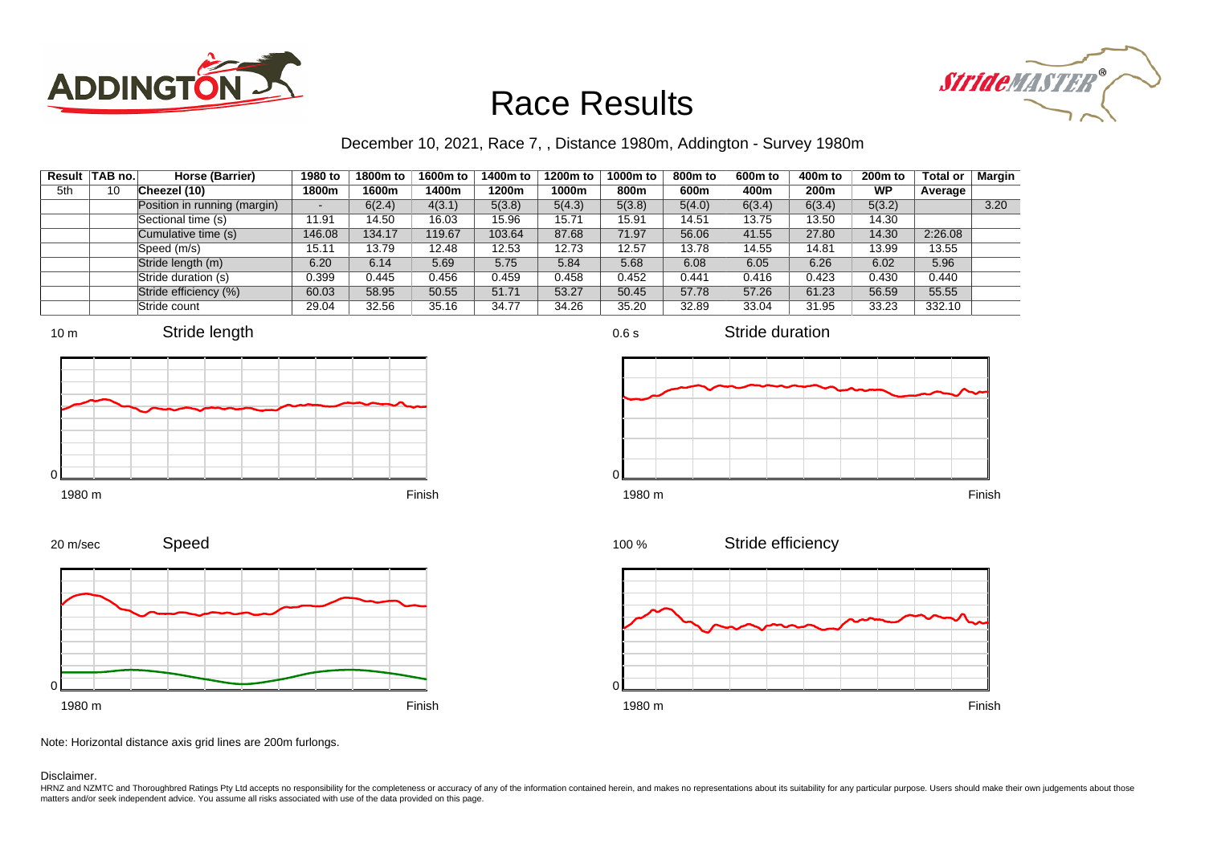# Race Results

December 10, 2021, Race 7, , Distance 1980m, Addington - Survey 1980m

| Result | TAB no. | Horse (Barrier) | 1980 to 1800m | 1800m to 1600m | 1600m to 1400m | 1400m to 1200m | 1200m to 1000m | 1000m to 800m | 800m to 600m | 600m to 400m | 400m to 200m | 200m to WP | Total or Average | Margin |
|---|---|---|---|---|---|---|---|---|---|---|---|---|---|---|
| 5th | 10 | Cheezel (10) | | | | | | | | | | | | |
| | | Position in running (margin) | - | 6(2.4) | 4(3.1) | 5(3.8) | 5(4.3) | 5(3.8) | 5(4.0) | 6(3.4) | 6(3.4) | 5(3.2) | | 3.20 |
| | | Sectional time (s) | 11.91 | 14.50 | 16.03 | 15.96 | 15.71 | 15.91 | 14.51 | 13.75 | 13.50 | 14.30 | | |
| | | Cumulative time (s) | 146.08 | 134.17 | 119.67 | 103.64 | 87.68 | 71.97 | 56.06 | 41.55 | 27.80 | 14.30 | 2:26.08 | |
| | | Speed (m/s) | 15.11 | 13.79 | 12.48 | 12.53 | 12.73 | 12.57 | 13.78 | 14.55 | 14.81 | 13.99 | 13.55 | |
| | | Stride length (m) | 6.20 | 6.14 | 5.69 | 5.75 | 5.84 | 5.68 | 6.08 | 6.05 | 6.26 | 6.02 | 5.96 | |
| | | Stride duration (s) | 0.399 | 0.445 | 0.456 | 0.459 | 0.458 | 0.452 | 0.441 | 0.416 | 0.423 | 0.430 | 0.440 | |
| | | Stride efficiency (%) | 60.03 | 58.95 | 50.55 | 51.71 | 53.27 | 50.45 | 57.78 | 57.26 | 61.23 | 56.59 | 55.55 | |
| | | Stride count | 29.04 | 32.56 | 35.16 | 34.77 | 34.26 | 35.20 | 32.89 | 33.04 | 31.95 | 33.23 | 332.10 | |

Note: Horizontal distance axis grid lines are 200m furlongs.

Disclaimer.

HRNZ and NZMTC and Thoroughbred Ratings Pty Ltd accepts no responsibility for the completeness or accuracy of any of the information contained herein, and makes no representations about its suitability for any particular purpose. Users should make their own judgements about those matters and/or seek independent advice. You assume all risks associated with use of the data provided on this page.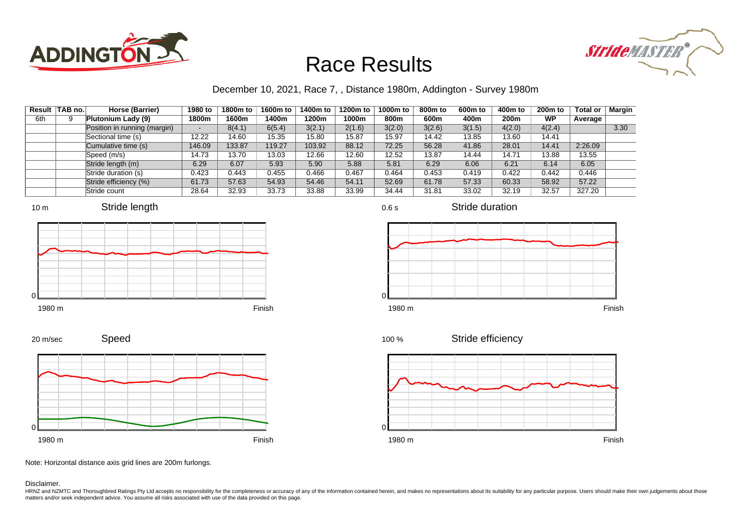# Race Results

December 10, 2021, Race 7, , Distance 1980m, Addington - Survey 1980m

| Result | TAB no. | Horse (Barrier) | 1980 to 1800m | 1800m to 1600m | 1600m to 1400m | 1400m to 1200m | 1200m to 1000m | 1000m to 800m | 800m to 600m | 600m to 400m | 400m to 200m | 200m to WP | Total or Average | Margin |
|---|---|---|---|---|---|---|---|---|---|---|---|---|---|---|
| 6th | 9 | **Plutonium Lady (9)** | | | | | | | | | | | | |
| | | Position in running (margin) | - | 8(4.1) | 6(5.4) | 3(2.1) | 2(1.6) | 3(2.0) | 3(2.6) | 3(1.5) | 4(2.0) | 4(2.4) | | 3.30 |
| | | Sectional time (s) | 12.22 | 14.60 | 15.35 | 15.80 | 15.87 | 15.97 | 14.42 | 13.85 | 13.60 | 14.41 | | |
| | | Cumulative time (s) | 146.09 | 133.87 | 119.27 | 103.92 | 88.12 | 72.25 | 56.28 | 41.86 | 28.01 | 14.41 | 2:26.09 | |
| | | Speed (m/s) | 14.73 | 13.70 | 13.03 | 12.66 | 12.60 | 12.52 | 13.87 | 14.44 | 14.71 | 13.88 | 13.55 | |
| | | Stride length (m) | 6.29 | 6.07 | 5.93 | 5.90 | 5.88 | 5.81 | 6.29 | 6.06 | 6.21 | 6.14 | 6.05 | |
| | | Stride duration (s) | 0.423 | 0.443 | 0.455 | 0.466 | 0.467 | 0.464 | 0.453 | 0.419 | 0.422 | 0.442 | 0.446 | |
| | | Stride efficiency (%) | 61.73 | 57.63 | 54.93 | 54.46 | 54.11 | 52.69 | 61.78 | 57.33 | 60.33 | 58.92 | 57.22 | |
| | | Stride count | 28.64 | 32.93 | 33.73 | 33.88 | 33.99 | 34.44 | 31.81 | 33.02 | 32.19 | 32.57 | 327.20 | |

Stride length (10 m; 0; 1980 m to Finish)

Stride duration (0.6 s; 0; 1980 m to Finish)

Speed (20 m/sec; 0; 1980 m to Finish)

Stride efficiency (100 %; 0; 1980 m to Finish)

Note: Horizontal distance axis grid lines are 200m furlongs.

Disclaimer.

HRNZ and NZMTC and Thoroughbred Ratings Pty Ltd accepts no responsibility for the completeness or accuracy of any of the information contained herein, and makes no representations about its suitability for any particular purpose. Users should make their own judgements about those matters and/or seek independent advice. You assume all risks associated with use of the data provided on this page.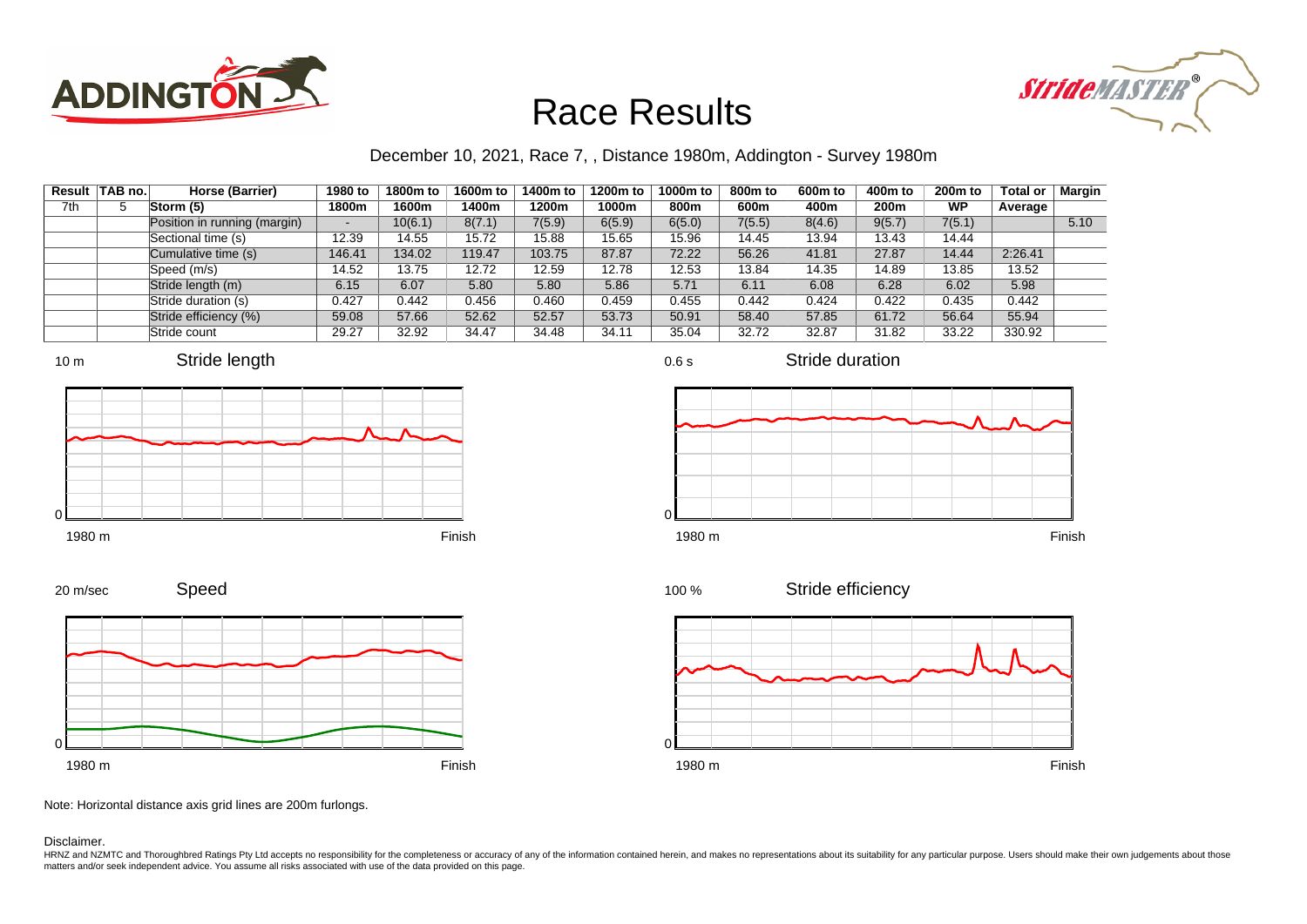# Race Results

December 10, 2021, Race 7, , Distance 1980m, Addington - Survey 1980m

| Result | TAB no. | Horse (Barrier) | 1980 to 1800m | 1800m to 1600m | 1600m to 1400m | 1400m to 1200m | 1200m to 1000m | 1000m to 800m | 800m to 600m | 600m to 400m | 400m to 200m | 200m to WP | Total or Average | Margin |
|---|---|---|---|---|---|---|---|---|---|---|---|---|---|---|
| 7th | 5 | Storm (5) | | | | | | | | | | | | |
| | | Position in running (margin) | - | 10(6.1) | 8(7.1) | 7(5.9) | 6(5.9) | 6(5.0) | 7(5.5) | 8(4.6) | 9(5.7) | 7(5.1) | | 5.10 |
| | | Sectional time (s) | 12.39 | 14.55 | 15.72 | 15.88 | 15.65 | 15.96 | 14.45 | 13.94 | 13.43 | 14.44 | | |
| | | Cumulative time (s) | 146.41 | 134.02 | 119.47 | 103.75 | 87.87 | 72.22 | 56.26 | 41.81 | 27.87 | 14.44 | 2:26.41 | |
| | | Speed (m/s) | 14.52 | 13.75 | 12.72 | 12.59 | 12.78 | 12.53 | 13.84 | 14.35 | 14.89 | 13.85 | 13.52 | |
| | | Stride length (m) | 6.15 | 6.07 | 5.80 | 5.80 | 5.86 | 5.71 | 6.11 | 6.08 | 6.28 | 6.02 | 5.98 | |
| | | Stride duration (s) | 0.427 | 0.442 | 0.456 | 0.460 | 0.459 | 0.455 | 0.442 | 0.424 | 0.422 | 0.435 | 0.442 | |
| | | Stride efficiency (%) | 59.08 | 57.66 | 52.62 | 52.57 | 53.73 | 50.91 | 58.40 | 57.85 | 61.72 | 56.64 | 55.94 | |
| | | Stride count | 29.27 | 32.92 | 34.47 | 34.48 | 34.11 | 35.04 | 32.72 | 32.87 | 31.82 | 33.22 | 330.92 | |

Note: Horizontal distance axis grid lines are 200m furlongs.

Disclaimer.

HRNZ and NZMTC and Thoroughbred Ratings Pty Ltd accepts no responsibility for the completeness or accuracy of any of the information contained herein, and makes no representations about its suitability for any particular purpose. Users should make their own judgements about those matters and/or seek independent advice. You assume all risks associated with use of the data provided on this page.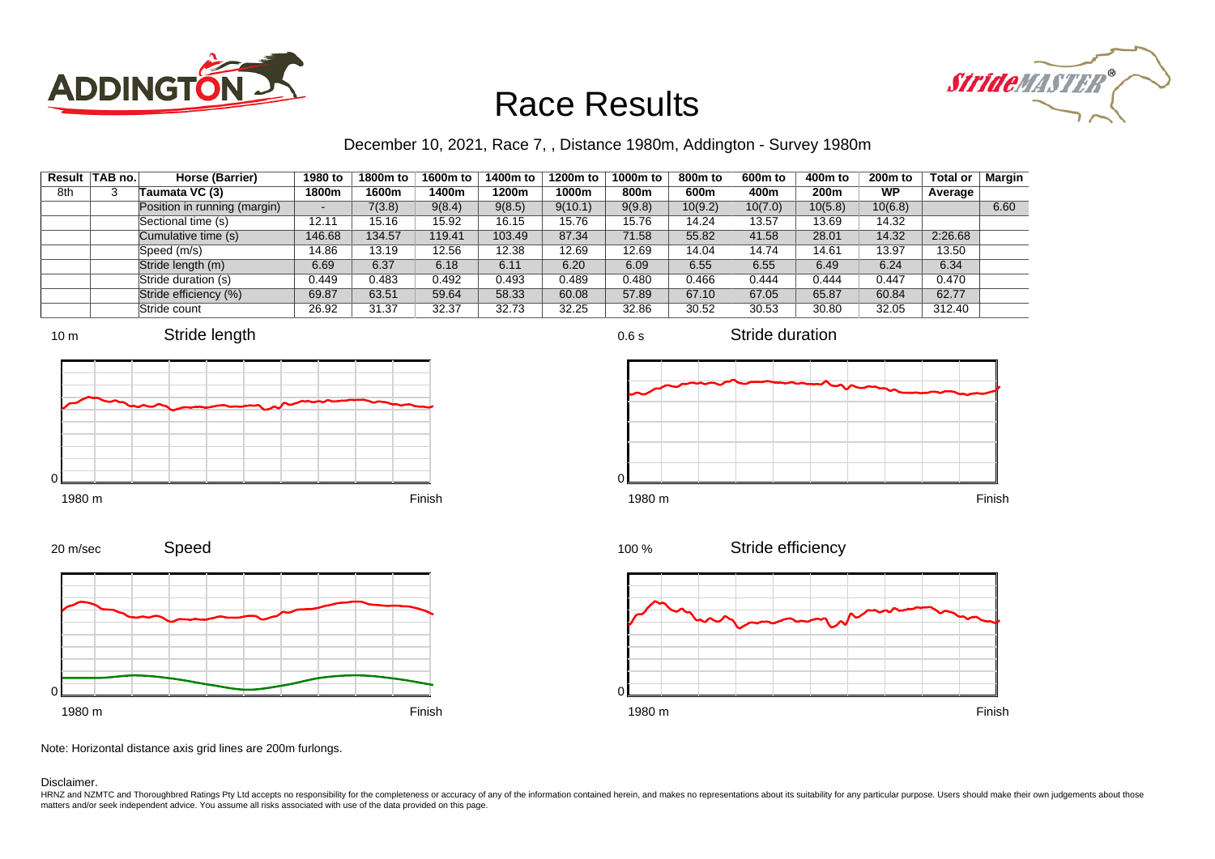# Race Results

December 10, 2021, Race 7, , Distance 1980m, Addington - Survey 1980m

| Result | TAB no. | Horse (Barrier) | 1980 to 1800m | 1800m to 1600m | 1600m to 1400m | 1400m to 1200m | 1200m to 1000m | 1000m to 800m | 800m to 600m | 600m to 400m | 400m to 200m | 200m to WP | Total or Average | Margin |
|---|---|---|---|---|---|---|---|---|---|---|---|---|---|---|
| 8th | 3 | Taumata VC (3) | | | | | | | | | | | | |
| | | Position in running (margin) | - | 7(3.8) | 9(8.4) | 9(8.5) | 9(10.1) | 9(9.8) | 10(9.2) | 10(7.0) | 10(5.8) | 10(6.8) | | 6.60 |
| | | Sectional time (s) | 12.11 | 15.16 | 15.92 | 16.15 | 15.76 | 15.76 | 14.24 | 13.57 | 13.69 | 14.32 | | |
| | | Cumulative time (s) | 146.68 | 134.57 | 119.41 | 103.49 | 87.34 | 71.58 | 55.82 | 41.58 | 28.01 | 14.32 | 2:26.68 | |
| | | Speed (m/s) | 14.86 | 13.19 | 12.56 | 12.38 | 12.69 | 12.69 | 14.04 | 14.74 | 14.61 | 13.97 | 13.50 | |
| | | Stride length (m) | 6.69 | 6.37 | 6.18 | 6.11 | 6.20 | 6.09 | 6.55 | 6.55 | 6.49 | 6.24 | 6.34 | |
| | | Stride duration (s) | 0.449 | 0.483 | 0.492 | 0.493 | 0.489 | 0.480 | 0.466 | 0.444 | 0.444 | 0.447 | 0.470 | |
| | | Stride efficiency (%) | 69.87 | 63.51 | 59.64 | 58.33 | 60.08 | 57.89 | 67.10 | 67.05 | 65.87 | 60.84 | 62.77 | |
| | | Stride count | 26.92 | 31.37 | 32.37 | 32.73 | 32.25 | 32.86 | 30.52 | 30.53 | 30.80 | 32.05 | 312.40 | |

Note: Horizontal distance axis grid lines are 200m furlongs.

Disclaimer.

HRNZ and NZMTC and Thoroughbred Ratings Pty Ltd accepts no responsibility for the completeness or accuracy of any of the information contained herein, and makes no representations about its suitability for any particular purpose. Users should make their own judgements about those matters and/or seek independent advice. You assume all risks associated with use of the data provided on this page.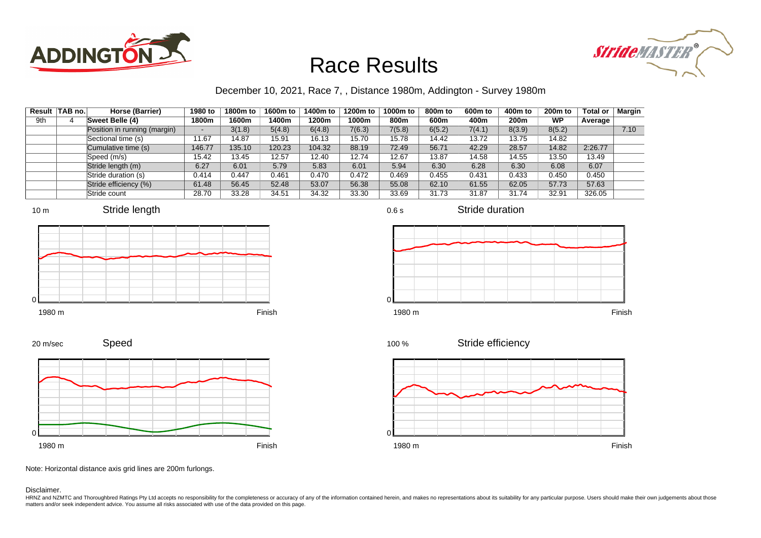# Race Results

December 10, 2021, Race 7, , Distance 1980m, Addington - Survey 1980m

| Result | TAB no. | Horse (Barrier) | 1980 to 1800m | 1800m to 1600m | 1600m to 1400m | 1400m to 1200m | 1200m to 1000m | 1000m to 800m | 800m to 600m | 600m to 400m | 400m to 200m | 200m to WP | Total or Average | Margin |
|---|---|---|---|---|---|---|---|---|---|---|---|---|---|---|
| 9th | 4 | **Sweet Belle (4)** | | | | | | | | | | | | |
| | | Position in running (margin) | - | 3(1.8) | 5(4.8) | 6(4.8) | 7(6.3) | 7(5.8) | 6(5.2) | 7(4.1) | 8(3.9) | 8(5.2) | | 7.10 |
| | | Sectional time (s) | 11.67 | 14.87 | 15.91 | 16.13 | 15.70 | 15.78 | 14.42 | 13.72 | 13.75 | 14.82 | | |
| | | Cumulative time (s) | 146.77 | 135.10 | 120.23 | 104.32 | 88.19 | 72.49 | 56.71 | 42.29 | 28.57 | 14.82 | 2:26.77 | |
| | | Speed (m/s) | 15.42 | 13.45 | 12.57 | 12.40 | 12.74 | 12.67 | 13.87 | 14.58 | 14.55 | 13.50 | 13.49 | |
| | | Stride length (m) | 6.27 | 6.01 | 5.79 | 5.83 | 6.01 | 5.94 | 6.30 | 6.28 | 6.30 | 6.08 | 6.07 | |
| | | Stride duration (s) | 0.414 | 0.447 | 0.461 | 0.470 | 0.472 | 0.469 | 0.455 | 0.431 | 0.433 | 0.450 | 0.450 | |
| | | Stride efficiency (%) | 61.48 | 56.45 | 52.48 | 53.07 | 56.38 | 55.08 | 62.10 | 61.55 | 62.05 | 57.73 | 57.63 | |
| | | Stride count | 28.70 | 33.28 | 34.51 | 34.32 | 33.30 | 33.69 | 31.73 | 31.87 | 31.74 | 32.91 | 326.05 | |

Note: Horizontal distance axis grid lines are 200m furlongs.

Disclaimer.

HRNZ and NZMTC and Thoroughbred Ratings Pty Ltd accepts no responsibility for the completeness or accuracy of any of the information contained herein, and makes no representations about its suitability for any particular purpose. Users should make their own judgements about those matters and/or seek independent advice. You assume all risks associated with use of the data provided on this page.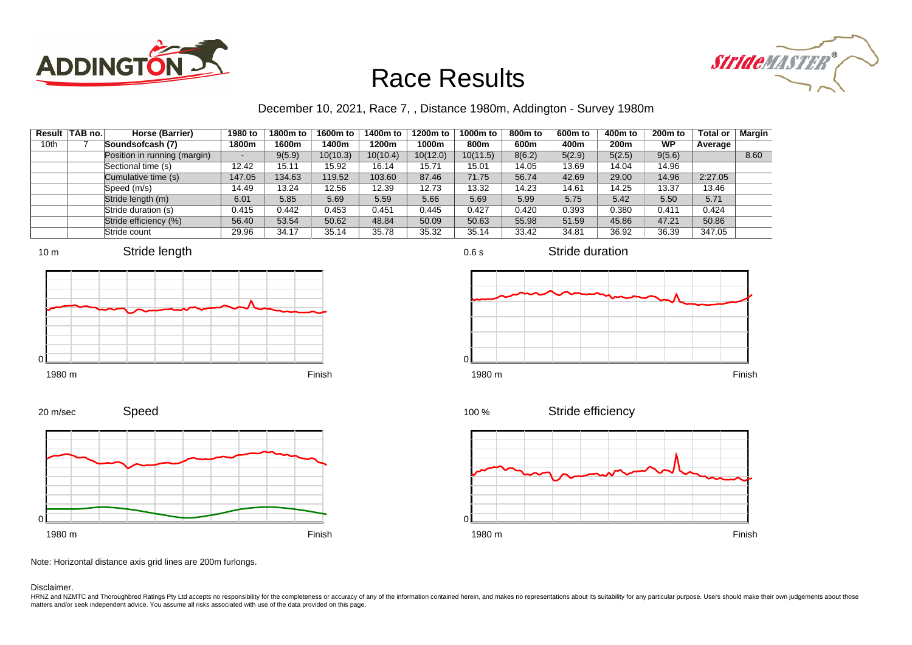# Race Results

December 10, 2021, Race 7, , Distance 1980m, Addington - Survey 1980m

| Result | TAB no. | Horse (Barrier) | 1980 to 1800m | 1800m to 1600m | 1600m to 1400m | 1400m to 1200m | 1200m to 1000m | 1000m to 800m | 800m to 600m | 600m to 400m | 400m to 200m | 200m to WP | Total or Average | Margin |
|---|---|---|---|---|---|---|---|---|---|---|---|---|---|---|
| 10th | 7 | Soundsofcash (7) | | | | | | | | | | | | |
| | | Position in running (margin) | - | 9(5.9) | 10(10.3) | 10(10.4) | 10(12.0) | 10(11.5) | 8(6.2) | 5(2.9) | 5(2.5) | 9(5.6) | | 8.60 |
| | | Sectional time (s) | 12.42 | 15.11 | 15.92 | 16.14 | 15.71 | 15.01 | 14.05 | 13.69 | 14.04 | 14.96 | | |
| | | Cumulative time (s) | 147.05 | 134.63 | 119.52 | 103.60 | 87.46 | 71.75 | 56.74 | 42.69 | 29.00 | 14.96 | 2:27.05 | |
| | | Speed (m/s) | 14.49 | 13.24 | 12.56 | 12.39 | 12.73 | 13.32 | 14.23 | 14.61 | 14.25 | 13.37 | 13.46 | |
| | | Stride length (m) | 6.01 | 5.85 | 5.69 | 5.59 | 5.66 | 5.69 | 5.99 | 5.75 | 5.42 | 5.50 | 5.71 | |
| | | Stride duration (s) | 0.415 | 0.442 | 0.453 | 0.451 | 0.445 | 0.427 | 0.420 | 0.393 | 0.380 | 0.411 | 0.424 | |
| | | Stride efficiency (%) | 56.40 | 53.54 | 50.62 | 48.84 | 50.09 | 50.63 | 55.98 | 51.59 | 45.86 | 47.21 | 50.86 | |
| | | Stride count | 29.96 | 34.17 | 35.14 | 35.78 | 35.32 | 35.14 | 33.42 | 34.81 | 36.92 | 36.39 | 347.05 | |

Stride length
10 m
0
1980 m
Finish

Stride duration
0.6 s
0
1980 m
Finish

Speed
20 m/sec
0
1980 m
Finish

Stride efficiency
100 %
0
1980 m
Finish

Note: Horizontal distance axis grid lines are 200m furlongs.

Disclaimer.

HRNZ and NZMTC and Thoroughbred Ratings Pty Ltd accepts no responsibility for the completeness or accuracy of any of the information contained herein, and makes no representations about its suitability for any particular purpose. Users should make their own judgements about those matters and/or seek independent advice. You assume all risks associated with use of the data provided on this page.